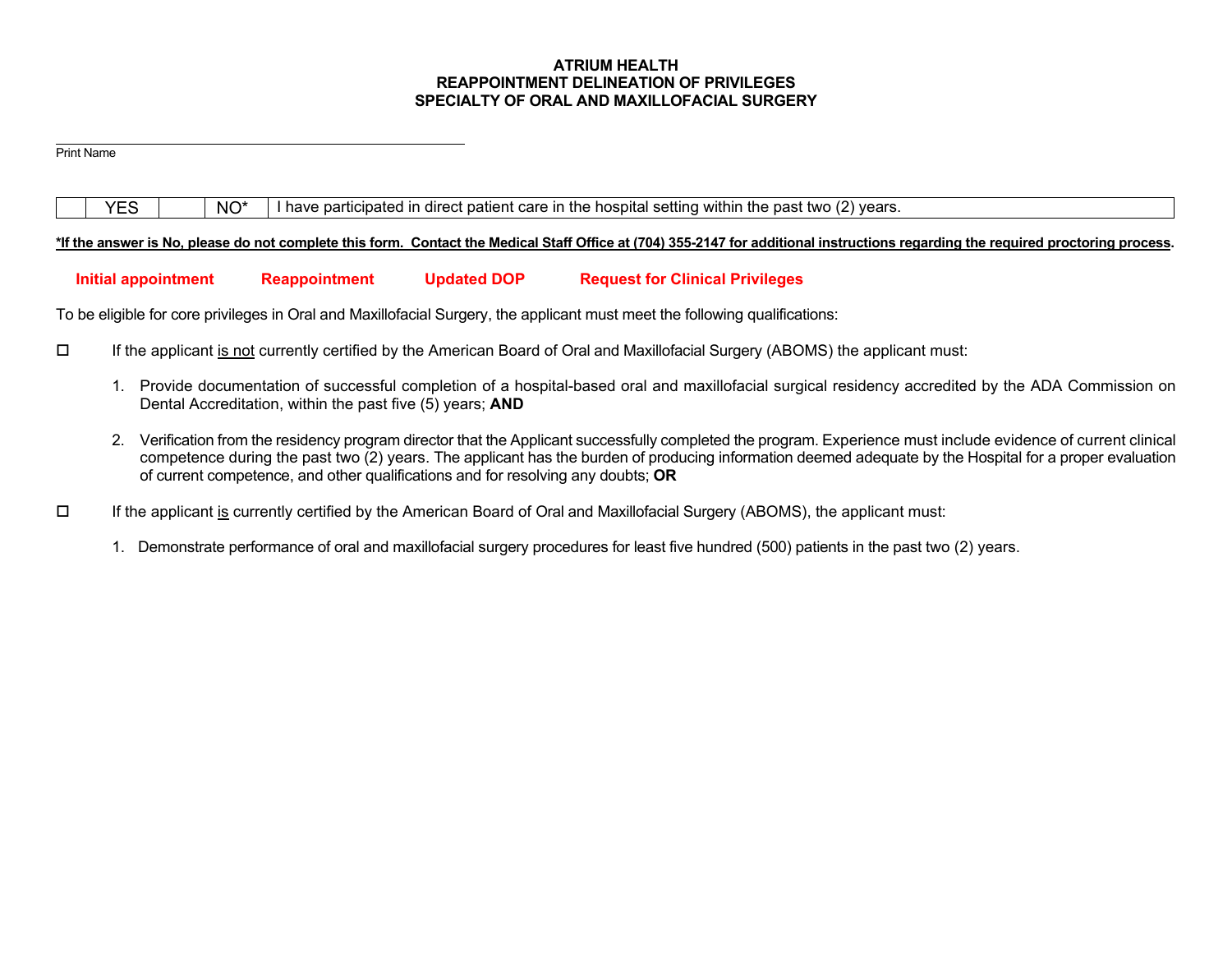# ATRIUM HEALTH
## REAPPOINTMENT DELINEATION OF PRIVILEGES
## SPECIALTY OF ORAL AND MAXILLOFACIAL SURGERY

_______________________________________________

Print Name

| | YES | | NO* | I have participated in direct patient care in the hospital setting within the past two (2) years. |
|---|---|---|---|---|

***If the answer is No, please do not complete this form. Contact the Medical Staff Office at (704) 355-2147 for additional instructions regarding the required proctoring process.**

**Initial appointment** **Reappointment** **Updated DOP** **Request for Clinical Privileges**

To be eligible for core privileges in Oral and Maxillofacial Surgery, the applicant must meet the following qualifications:

☐ If the applicant is not currently certified by the American Board of Oral and Maxillofacial Surgery (ABOMS) the applicant must:

1. Provide documentation of successful completion of a hospital-based oral and maxillofacial surgical residency accredited by the ADA Commission on Dental Accreditation, within the past five (5) years; **AND**

2. Verification from the residency program director that the Applicant successfully completed the program. Experience must include evidence of current clinical competence during the past two (2) years. The applicant has the burden of producing information deemed adequate by the Hospital for a proper evaluation of current competence, and other qualifications and for resolving any doubts; **OR**

☐ If the applicant is currently certified by the American Board of Oral and Maxillofacial Surgery (ABOMS), the applicant must:

1. Demonstrate performance of oral and maxillofacial surgery procedures for least five hundred (500) patients in the past two (2) years.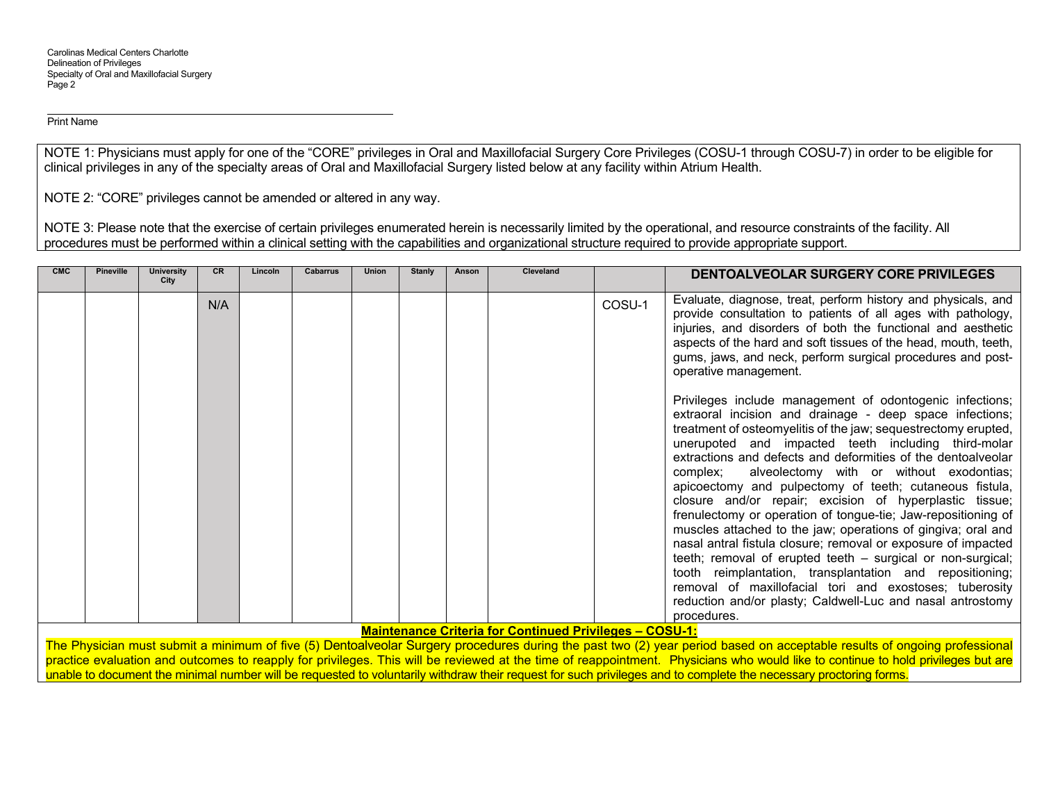Print Name

NOTE 1: Physicians must apply for one of the "CORE" privileges in Oral and Maxillofacial Surgery Core Privileges (COSU-1 through COSU-7) in order to be eligible for clinical privileges in any of the specialty areas of Oral and Maxillofacial Surgery listed below at any facility within Atrium Health.

NOTE 2: "CORE" privileges cannot be amended or altered in any way.

NOTE 3: Please note that the exercise of certain privileges enumerated herein is necessarily limited by the operational, and resource constraints of the facility. All procedures must be performed within a clinical setting with the capabilities and organizational structure required to provide appropriate support.

| CMC | Pineville | University City | CR | Lincoln | Cabarrus | Union | Stanly | Anson | Cleveland | | DENTOALVEOLAR SURGERY CORE PRIVILEGES |
|---|---|---|---|---|---|---|---|---|---|---|---|
| | | | N/A | | | | | | | COSU-1 | Evaluate, diagnose, treat, perform history and physicals, and provide consultation to patients of all ages with pathology, injuries, and disorders of both the functional and aesthetic aspects of the hard and soft tissues of the head, mouth, teeth, gums, jaws, and neck, perform surgical procedures and post-operative management.<br><br>Privileges include management of odontogenic infections; extraoral incision and drainage - deep space infections; treatment of osteomyelitis of the jaw; sequestrectomy erupted, unerupoted and impacted teeth including third-molar extractions and defects and deformities of the dentoalveolar complex; alveolectomy with or without exodontias; apicoectomy and pulpectomy of teeth; cutaneous fistula, closure and/or repair; excision of hyperplastic tissue; frenulectomy or operation of tongue-tie; Jaw-repositioning of muscles attached to the jaw; operations of gingiva; oral and nasal antral fistula closure; removal or exposure of impacted teeth; removal of erupted teeth – surgical or non-surgical; tooth reimplantation, transplantation and repositioning; removal of maxillofacial tori and exostoses; tuberosity reduction and/or plasty; Caldwell-Luc and nasal antrostomy procedures. |

**Maintenance Criteria for Continued Privileges – COSU-1:**

The Physician must submit a minimum of five (5) Dentoalveolar Surgery procedures during the past two (2) year period based on acceptable results of ongoing professional practice evaluation and outcomes to reapply for privileges. This will be reviewed at the time of reappointment. Physicians who would like to continue to hold privileges but are unable to document the minimal number will be requested to voluntarily withdraw their request for such privileges and to complete the necessary proctoring forms.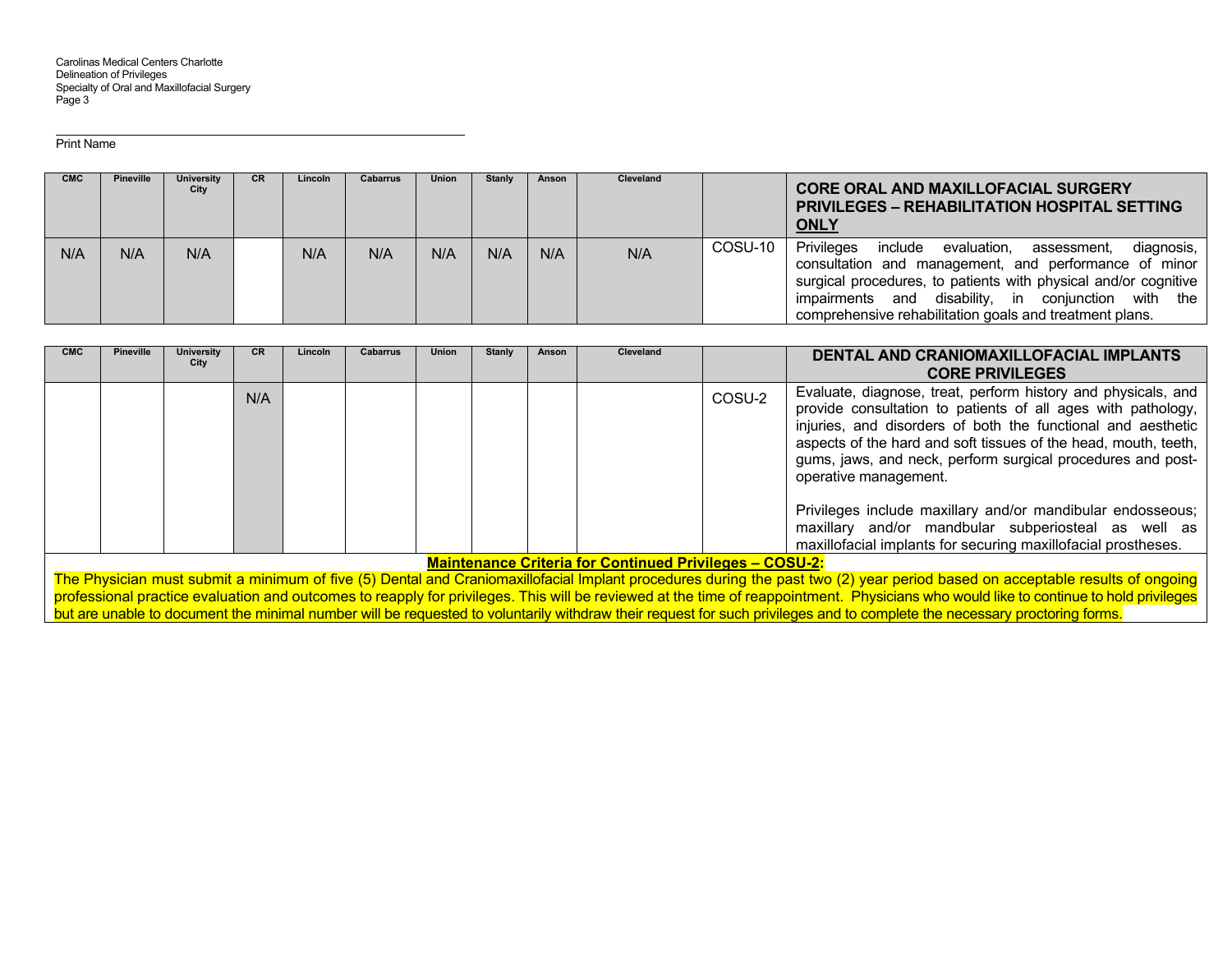Print Name

| CMC | Pineville | University City | CR | Lincoln | Cabarrus | Union | Stanly | Anson | Cleveland | | **CORE ORAL AND MAXILLOFACIAL SURGERY PRIVILEGES – REHABILITATION HOSPITAL SETTING ONLY** |
|---|---|---|---|---|---|---|---|---|---|---|---|
| N/A | N/A | N/A | | N/A | N/A | N/A | N/A | N/A | N/A | COSU-10 | Privileges include evaluation, assessment, diagnosis, consultation and management, and performance of minor surgical procedures, to patients with physical and/or cognitive impairments and disability, in conjunction with the comprehensive rehabilitation goals and treatment plans. |

| CMC | Pineville | University City | CR | Lincoln | Cabarrus | Union | Stanly | Anson | Cleveland | | **DENTAL AND CRANIOMAXILLOFACIAL IMPLANTS CORE PRIVILEGES** |
|---|---|---|---|---|---|---|---|---|---|---|---|
| | | | N/A | | | | | | | COSU-2 | Evaluate, diagnose, treat, perform history and physicals, and provide consultation to patients of all ages with pathology, injuries, and disorders of both the functional and aesthetic aspects of the hard and soft tissues of the head, mouth, teeth, gums, jaws, and neck, perform surgical procedures and post-operative management.<br><br>Privileges include maxillary and/or mandibular endosseous; maxillary and/or mandbular subperiosteal as well as maxillofacial implants for securing maxillofacial prostheses. |

**Maintenance Criteria for Continued Privileges – COSU-2:**

The Physician must submit a minimum of five (5) Dental and Craniomaxillofacial Implant procedures during the past two (2) year period based on acceptable results of ongoing professional practice evaluation and outcomes to reapply for privileges. This will be reviewed at the time of reappointment. Physicians who would like to continue to hold privileges but are unable to document the minimal number will be requested to voluntarily withdraw their request for such privileges and to complete the necessary proctoring forms.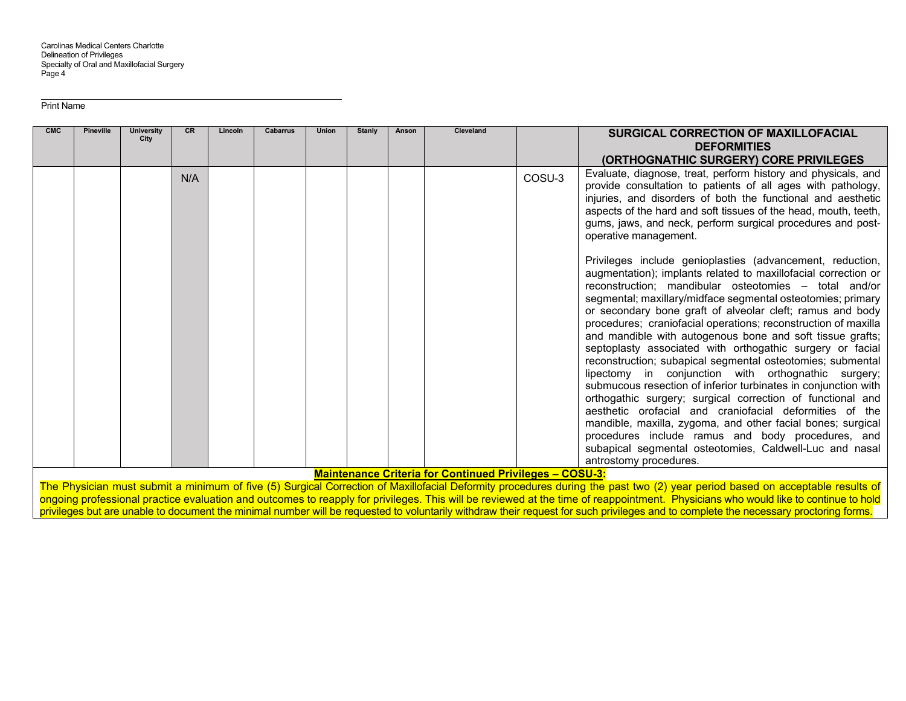Print Name

| CMC | Pineville | University City | CR | Lincoln | Cabarrus | Union | Stanly | Anson | Cleveland | | SURGICAL CORRECTION OF MAXILLOFACIAL DEFORMITIES (ORTHOGNATHIC SURGERY) CORE PRIVILEGES |
|---|---|---|---|---|---|---|---|---|---|---|---|
| | | | N/A | | | | | | | COSU-3 | Evaluate, diagnose, treat, perform history and physicals, and provide consultation to patients of all ages with pathology, injuries, and disorders of both the functional and aesthetic aspects of the hard and soft tissues of the head, mouth, teeth, gums, jaws, and neck, perform surgical procedures and post-operative management.<br><br>Privileges include genioplasties (advancement, reduction, augmentation); implants related to maxillofacial correction or reconstruction; mandibular osteotomies – total and/or segmental; maxillary/midface segmental osteotomies; primary or secondary bone graft of alveolar cleft; ramus and body procedures; craniofacial operations; reconstruction of maxilla and mandible with autogenous bone and soft tissue grafts; septoplasty associated with orthogathic surgery or facial reconstruction; subapical segmental osteotomies; submental lipectomy in conjunction with orthognathic surgery; submucous resection of inferior turbinates in conjunction with orthogathic surgery; surgical correction of functional and aesthetic orofacial and craniofacial deformities of the mandible, maxilla, zygoma, and other facial bones; surgical procedures include ramus and body procedures, and subapical segmental osteotomies, Caldwell-Luc and nasal antrostomy procedures. |

**Maintenance Criteria for Continued Privileges – COSU-3:**

The Physician must submit a minimum of five (5) Surgical Correction of Maxillofacial Deformity procedures during the past two (2) year period based on acceptable results of ongoing professional practice evaluation and outcomes to reapply for privileges. This will be reviewed at the time of reappointment. Physicians who would like to continue to hold privileges but are unable to document the minimal number will be requested to voluntarily withdraw their request for such privileges and to complete the necessary proctoring forms.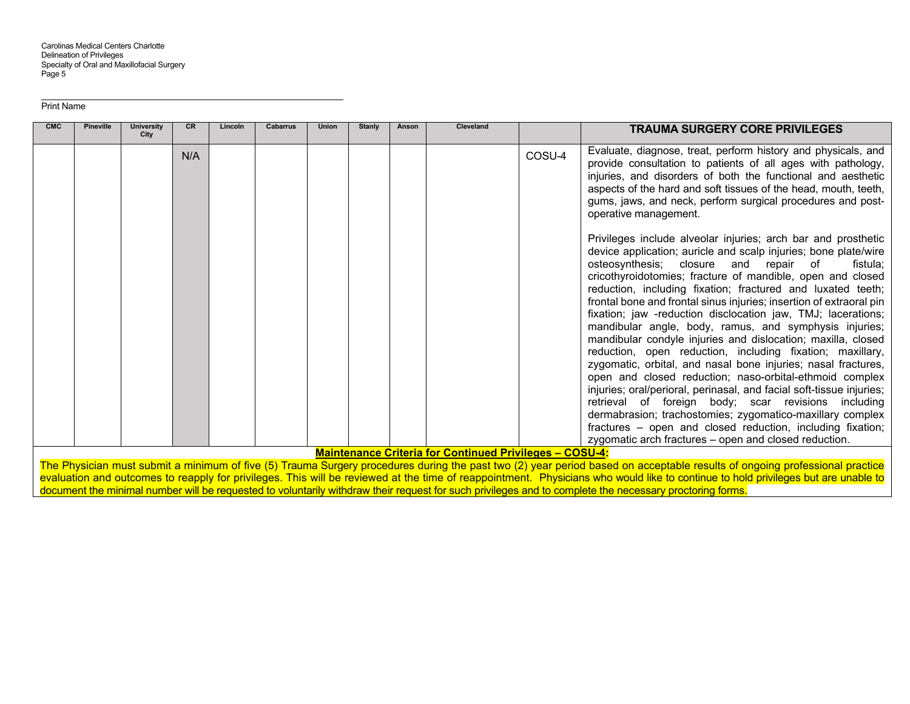Print Name

| CMC | Pineville | University City | CR | Lincoln | Cabarrus | Union | Stanly | Anson | Cleveland | | TRAUMA SURGERY CORE PRIVILEGES |
|---|---|---|---|---|---|---|---|---|---|---|---|
| | | | N/A | | | | | | | COSU-4 | Evaluate, diagnose, treat, perform history and physicals, and provide consultation to patients of all ages with pathology, injuries, and disorders of both the functional and aesthetic aspects of the hard and soft tissues of the head, mouth, teeth, gums, jaws, and neck, perform surgical procedures and post-operative management.<br><br>Privileges include alveolar injuries; arch bar and prosthetic device application; auricle and scalp injuries; bone plate/wire osteosynthesis; closure and repair of fistula; cricothyroidotomies; fracture of mandible, open and closed reduction, including fixation; fractured and luxated teeth; frontal bone and frontal sinus injuries; insertion of extraoral pin fixation; jaw -reduction disclocation jaw, TMJ; lacerations; mandibular angle, body, ramus, and symphysis injuries; mandibular condyle injuries and dislocation; maxilla, closed reduction, open reduction, including fixation; maxillary, zygomatic, orbital, and nasal bone injuries; nasal fractures, open and closed reduction; naso-orbital-ethmoid complex injuries; oral/perioral, perinasal, and facial soft-tissue injuries; retrieval of foreign body; scar revisions including dermabrasion; trachostomies; zygomatico-maxillary complex fractures – open and closed reduction, including fixation; zygomatic arch fractures – open and closed reduction. |

**Maintenance Criteria for Continued Privileges – COSU-4:**

The Physician must submit a minimum of five (5) Trauma Surgery procedures during the past two (2) year period based on acceptable results of ongoing professional practice evaluation and outcomes to reapply for privileges. This will be reviewed at the time of reappointment. Physicians who would like to continue to hold privileges but are unable to document the minimal number will be requested to voluntarily withdraw their request for such privileges and to complete the necessary proctoring forms.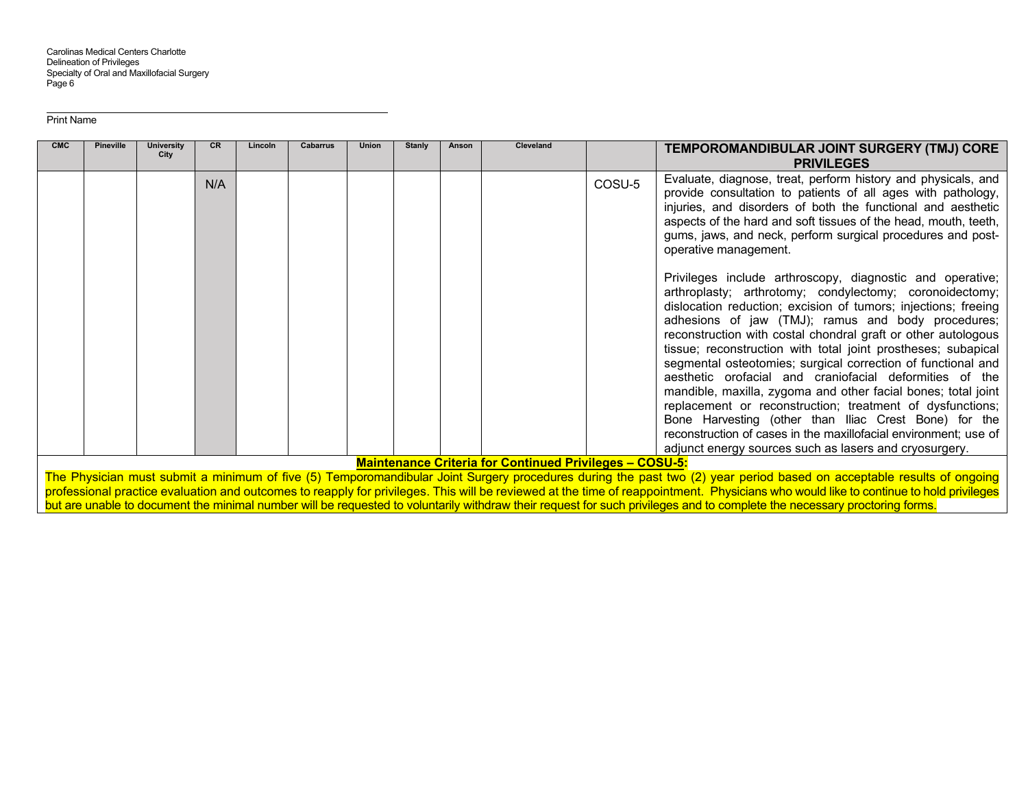Print Name

| CMC | Pineville | University City | CR | Lincoln | Cabarrus | Union | Stanly | Anson | Cleveland | | TEMPOROMANDIBULAR JOINT SURGERY (TMJ) CORE PRIVILEGES |
|---|---|---|---|---|---|---|---|---|---|---|---|
| | | | N/A | | | | | | | COSU-5 | Evaluate, diagnose, treat, perform history and physicals, and provide consultation to patients of all ages with pathology, injuries, and disorders of both the functional and aesthetic aspects of the hard and soft tissues of the head, mouth, teeth, gums, jaws, and neck, perform surgical procedures and post-operative management.<br><br>Privileges include arthroscopy, diagnostic and operative; arthroplasty; arthrotomy; condylectomy; coronoidectomy; dislocation reduction; excision of tumors; injections; freeing adhesions of jaw (TMJ); ramus and body procedures; reconstruction with costal chondral graft or other autologous tissue; reconstruction with total joint prostheses; subapical segmental osteotomies; surgical correction of functional and aesthetic orofacial and craniofacial deformities of the mandible, maxilla, zygoma and other facial bones; total joint replacement or reconstruction; treatment of dysfunctions; Bone Harvesting (other than Iliac Crest Bone) for the reconstruction of cases in the maxillofacial environment; use of adjunct energy sources such as lasers and cryosurgery. |

**Maintenance Criteria for Continued Privileges – COSU-5:**

The Physician must submit a minimum of five (5) Temporomandibular Joint Surgery procedures during the past two (2) year period based on acceptable results of ongoing professional practice evaluation and outcomes to reapply for privileges. This will be reviewed at the time of reappointment. Physicians who would like to continue to hold privileges but are unable to document the minimal number will be requested to voluntarily withdraw their request for such privileges and to complete the necessary proctoring forms.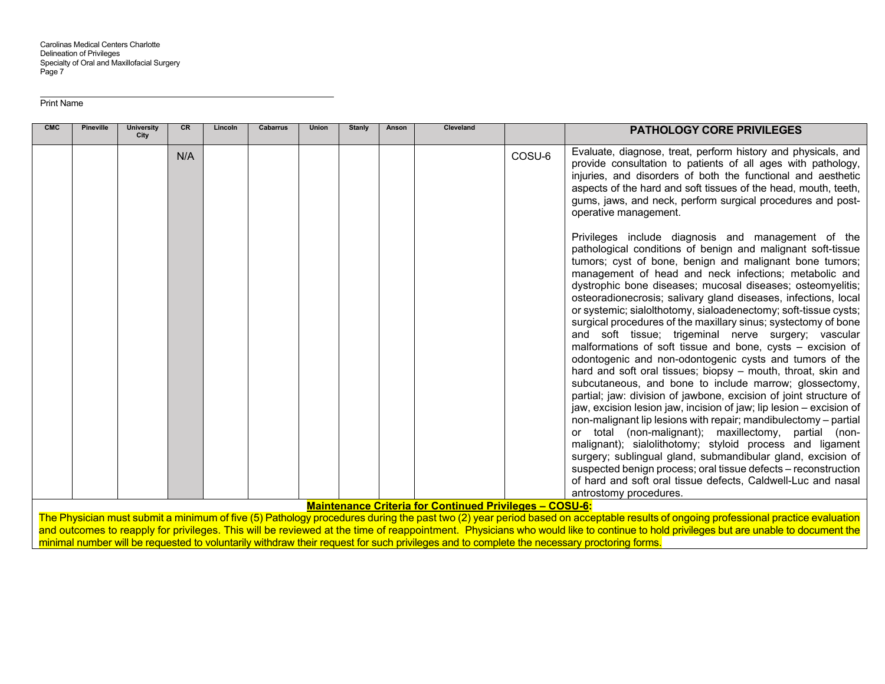Print Name

| CMC | Pineville | University City | CR | Lincoln | Cabarrus | Union | Stanly | Anson | Cleveland | | PATHOLOGY CORE PRIVILEGES |
|---|---|---|---|---|---|---|---|---|---|---|---|
| | | | N/A | | | | | | | COSU-6 | Evaluate, diagnose, treat, perform history and physicals, and provide consultation to patients of all ages with pathology, injuries, and disorders of both the functional and aesthetic aspects of the hard and soft tissues of the head, mouth, teeth, gums, jaws, and neck, perform surgical procedures and post-operative management.<br><br>Privileges include diagnosis and management of the pathological conditions of benign and malignant soft-tissue tumors; cyst of bone, benign and malignant bone tumors; management of head and neck infections; metabolic and dystrophic bone diseases; mucosal diseases; osteomyelitis; osteoradionecrosis; salivary gland diseases, infections, local or systemic; sialolthotomy, sialoadenectomy; soft-tissue cysts; surgical procedures of the maxillary sinus; systectomy of bone and soft tissue; trigeminal nerve surgery; vascular malformations of soft tissue and bone, cysts – excision of odontogenic and non-odontogenic cysts and tumors of the hard and soft oral tissues; biopsy – mouth, throat, skin and subcutaneous, and bone to include marrow; glossectomy, partial; jaw: division of jawbone, excision of joint structure of jaw, excision lesion jaw, incision of jaw; lip lesion – excision of non-malignant lip lesions with repair; mandibulectomy – partial or total (non-malignant); maxillectomy, partial (non-malignant); sialolithotomy; styloid process and ligament surgery; sublingual gland, submandibular gland, excision of suspected benign process; oral tissue defects – reconstruction of hard and soft oral tissue defects, Caldwell-Luc and nasal antrostomy procedures. |

**Maintenance Criteria for Continued Privileges – COSU-6:**

The Physician must submit a minimum of five (5) Pathology procedures during the past two (2) year period based on acceptable results of ongoing professional practice evaluation and outcomes to reapply for privileges. This will be reviewed at the time of reappointment. Physicians who would like to continue to hold privileges but are unable to document the minimal number will be requested to voluntarily withdraw their request for such privileges and to complete the necessary proctoring forms.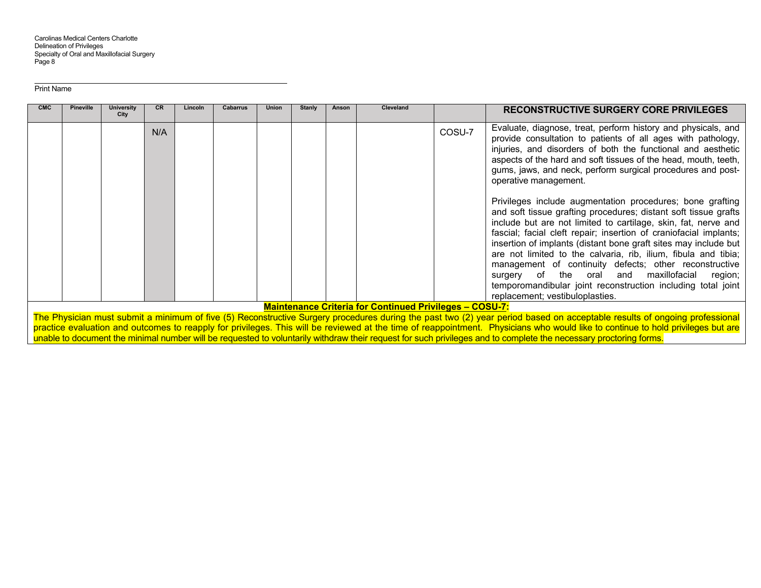Print Name

| CMC | Pineville | University City | CR | Lincoln | Cabarrus | Union | Stanly | Anson | Cleveland | | RECONSTRUCTIVE SURGERY CORE PRIVILEGES |
|---|---|---|---|---|---|---|---|---|---|---|---|
| | | | N/A | | | | | | | COSU-7 | Evaluate, diagnose, treat, perform history and physicals, and provide consultation to patients of all ages with pathology, injuries, and disorders of both the functional and aesthetic aspects of the hard and soft tissues of the head, mouth, teeth, gums, jaws, and neck, perform surgical procedures and post-operative management.<br><br>Privileges include augmentation procedures; bone grafting and soft tissue grafting procedures; distant soft tissue grafts include but are not limited to cartilage, skin, fat, nerve and fascial; facial cleft repair; insertion of craniofacial implants; insertion of implants (distant bone graft sites may include but are not limited to the calvaria, rib, ilium, fibula and tibia; management of continuity defects; other reconstructive surgery of the oral and maxillofacial region; temporomandibular joint reconstruction including total joint replacement; vestibuloplasties. |

**Maintenance Criteria for Continued Privileges – COSU-7:**

The Physician must submit a minimum of five (5) Reconstructive Surgery procedures during the past two (2) year period based on acceptable results of ongoing professional practice evaluation and outcomes to reapply for privileges. This will be reviewed at the time of reappointment. Physicians who would like to continue to hold privileges but are unable to document the minimal number will be requested to voluntarily withdraw their request for such privileges and to complete the necessary proctoring forms.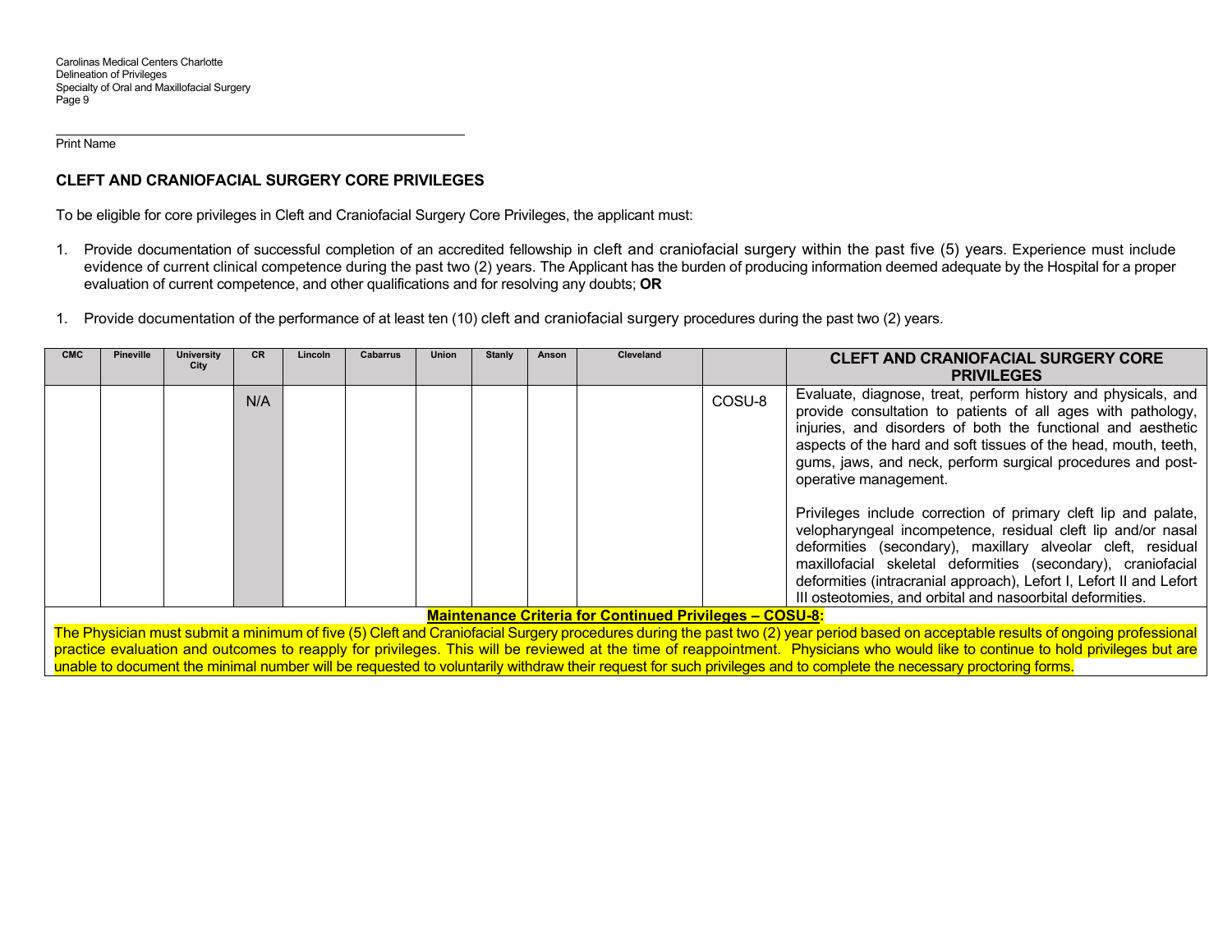Print Name

## CLEFT AND CRANIOFACIAL SURGERY CORE PRIVILEGES

To be eligible for core privileges in Cleft and Craniofacial Surgery Core Privileges, the applicant must:

1. Provide documentation of successful completion of an accredited fellowship in cleft and craniofacial surgery within the past five (5) years. Experience must include evidence of current clinical competence during the past two (2) years. The Applicant has the burden of producing information deemed adequate by the Hospital for a proper evaluation of current competence, and other qualifications and for resolving any doubts; **OR**

1. Provide documentation of the performance of at least ten (10) cleft and craniofacial surgery procedures during the past two (2) years.

| CMC | Pineville | University City | CR | Lincoln | Cabarrus | Union | Stanly | Anson | Cleveland | | CLEFT AND CRANIOFACIAL SURGERY CORE PRIVILEGES |
|---|---|---|---|---|---|---|---|---|---|---|---|
| | | | N/A | | | | | | | COSU-8 | Evaluate, diagnose, treat, perform history and physicals, and provide consultation to patients of all ages with pathology, injuries, and disorders of both the functional and aesthetic aspects of the hard and soft tissues of the head, mouth, teeth, gums, jaws, and neck, perform surgical procedures and post-operative management.<br><br>Privileges include correction of primary cleft lip and palate, velopharyngeal incompetence, residual cleft lip and/or nasal deformities (secondary), maxillary alveolar cleft, residual maxillofacial skeletal deformities (secondary), craniofacial deformities (intracranial approach), Lefort I, Lefort II and Lefort III osteotomies, and orbital and nasoorbital deformities. |

**Maintenance Criteria for Continued Privileges – COSU-8:**

The Physician must submit a minimum of five (5) Cleft and Craniofacial Surgery procedures during the past two (2) year period based on acceptable results of ongoing professional practice evaluation and outcomes to reapply for privileges. This will be reviewed at the time of reappointment. Physicians who would like to continue to hold privileges but are unable to document the minimal number will be requested to voluntarily withdraw their request for such privileges and to complete the necessary proctoring forms.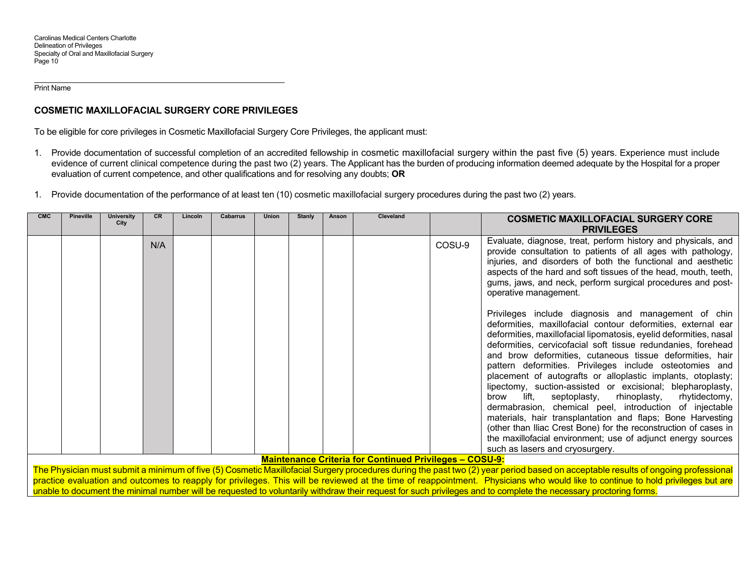Print Name

## COSMETIC MAXILLOFACIAL SURGERY CORE PRIVILEGES

To be eligible for core privileges in Cosmetic Maxillofacial Surgery Core Privileges, the applicant must:

1. Provide documentation of successful completion of an accredited fellowship in cosmetic maxillofacial surgery within the past five (5) years. Experience must include evidence of current clinical competence during the past two (2) years. The Applicant has the burden of producing information deemed adequate by the Hospital for a proper evaluation of current competence, and other qualifications and for resolving any doubts; **OR**

1. Provide documentation of the performance of at least ten (10) cosmetic maxillofacial surgery procedures during the past two (2) years.

| CMC | Pineville | University City | CR | Lincoln | Cabarrus | Union | Stanly | Anson | Cleveland | | COSMETIC MAXILLOFACIAL SURGERY CORE PRIVILEGES |
|---|---|---|---|---|---|---|---|---|---|---|---|
| | | | N/A | | | | | | | COSU-9 | Evaluate, diagnose, treat, perform history and physicals, and provide consultation to patients of all ages with pathology, injuries, and disorders of both the functional and aesthetic aspects of the hard and soft tissues of the head, mouth, teeth, gums, jaws, and neck, perform surgical procedures and post-operative management.<br><br>Privileges include diagnosis and management of chin deformities, maxillofacial contour deformities, external ear deformities, maxillofacial lipomatosis, eyelid deformities, nasal deformities, cervicofacial soft tissue redundanies, forehead and brow deformities, cutaneous tissue deformities, hair pattern deformities. Privileges include osteotomies and placement of autografts or alloplastic implants, otoplasty; lipectomy, suction-assisted or excisional; blepharoplasty, brow lift, septoplasty, rhinoplasty, rhytidectomy, dermabrasion, chemical peel, introduction of injectable materials, hair transplantation and flaps; Bone Harvesting (other than Iliac Crest Bone) for the reconstruction of cases in the maxillofacial environment; use of adjunct energy sources such as lasers and cryosurgery. |

**Maintenance Criteria for Continued Privileges – COSU-9:**

The Physician must submit a minimum of five (5) Cosmetic Maxillofacial Surgery procedures during the past two (2) year period based on acceptable results of ongoing professional practice evaluation and outcomes to reapply for privileges. This will be reviewed at the time of reappointment. Physicians who would like to continue to hold privileges but are unable to document the minimal number will be requested to voluntarily withdraw their request for such privileges and to complete the necessary proctoring forms.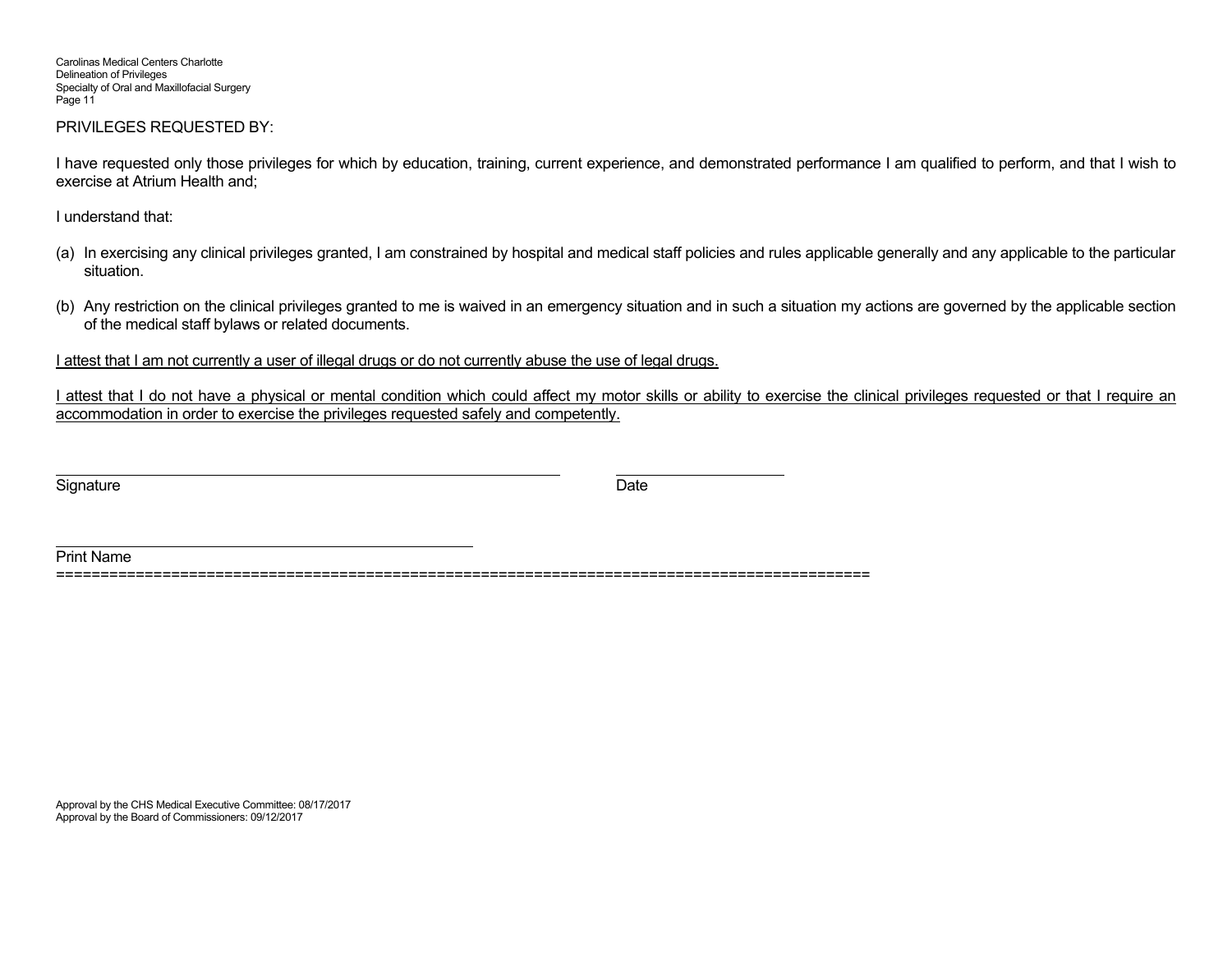PRIVILEGES REQUESTED BY:

I have requested only those privileges for which by education, training, current experience, and demonstrated performance I am qualified to perform, and that I wish to exercise at Atrium Health and;

I understand that:

(a) In exercising any clinical privileges granted, I am constrained by hospital and medical staff policies and rules applicable generally and any applicable to the particular situation.

(b) Any restriction on the clinical privileges granted to me is waived in an emergency situation and in such a situation my actions are governed by the applicable section of the medical staff bylaws or related documents.

<u>I attest that I am not currently a user of illegal drugs or do not currently abuse the use of legal drugs.</u>

<u>I attest that I do not have a physical or mental condition which could affect my motor skills or ability to exercise the clinical privileges requested or that I require an accommodation in order to exercise the privileges requested safely and competently.</u>

\_\_\_\_\_\_\_\_\_\_\_\_\_\_\_\_\_\_\_\_\_\_\_\_\_\_\_\_\_\_\_\_\_\_\_\_\_\_\_\_\_\_ \_\_\_\_\_\_\_\_\_\_\_\_\_\_\_\_\_\_\_\_

Signature Date

\_\_\_\_\_\_\_\_\_\_\_\_\_\_\_\_\_\_\_\_\_\_\_\_\_\_\_\_\_\_\_\_\_\_\_

Print Name

==========================================================================================

Approval by the CHS Medical Executive Committee: 08/17/2017
Approval by the Board of Commissioners: 09/12/2017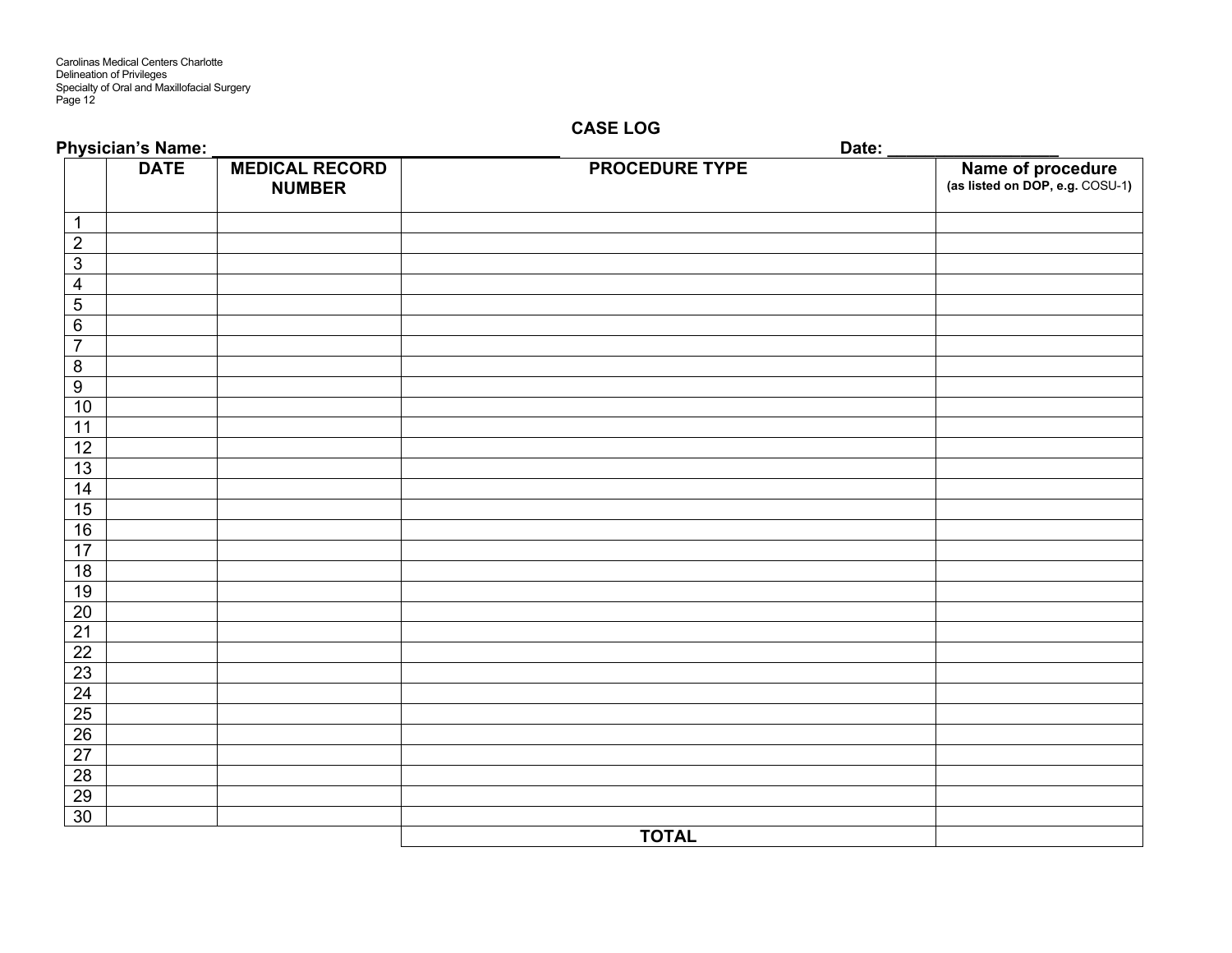## CASE LOG

**Physician's Name:** ______________________________ **Date:** _________________

| | DATE | MEDICAL RECORD NUMBER | PROCEDURE TYPE | Name of procedure (as listed on DOP, e.g. COSU-1) |
|---|---|---|---|---|
| 1 | | | | |
| 2 | | | | |
| 3 | | | | |
| 4 | | | | |
| 5 | | | | |
| 6 | | | | |
| 7 | | | | |
| 8 | | | | |
| 9 | | | | |
| 10 | | | | |
| 11 | | | | |
| 12 | | | | |
| 13 | | | | |
| 14 | | | | |
| 15 | | | | |
| 16 | | | | |
| 17 | | | | |
| 18 | | | | |
| 19 | | | | |
| 20 | | | | |
| 21 | | | | |
| 22 | | | | |
| 23 | | | | |
| 24 | | | | |
| 25 | | | | |
| 26 | | | | |
| 27 | | | | |
| 28 | | | | |
| 29 | | | | |
| 30 | | | | |
| | | | **TOTAL** | |